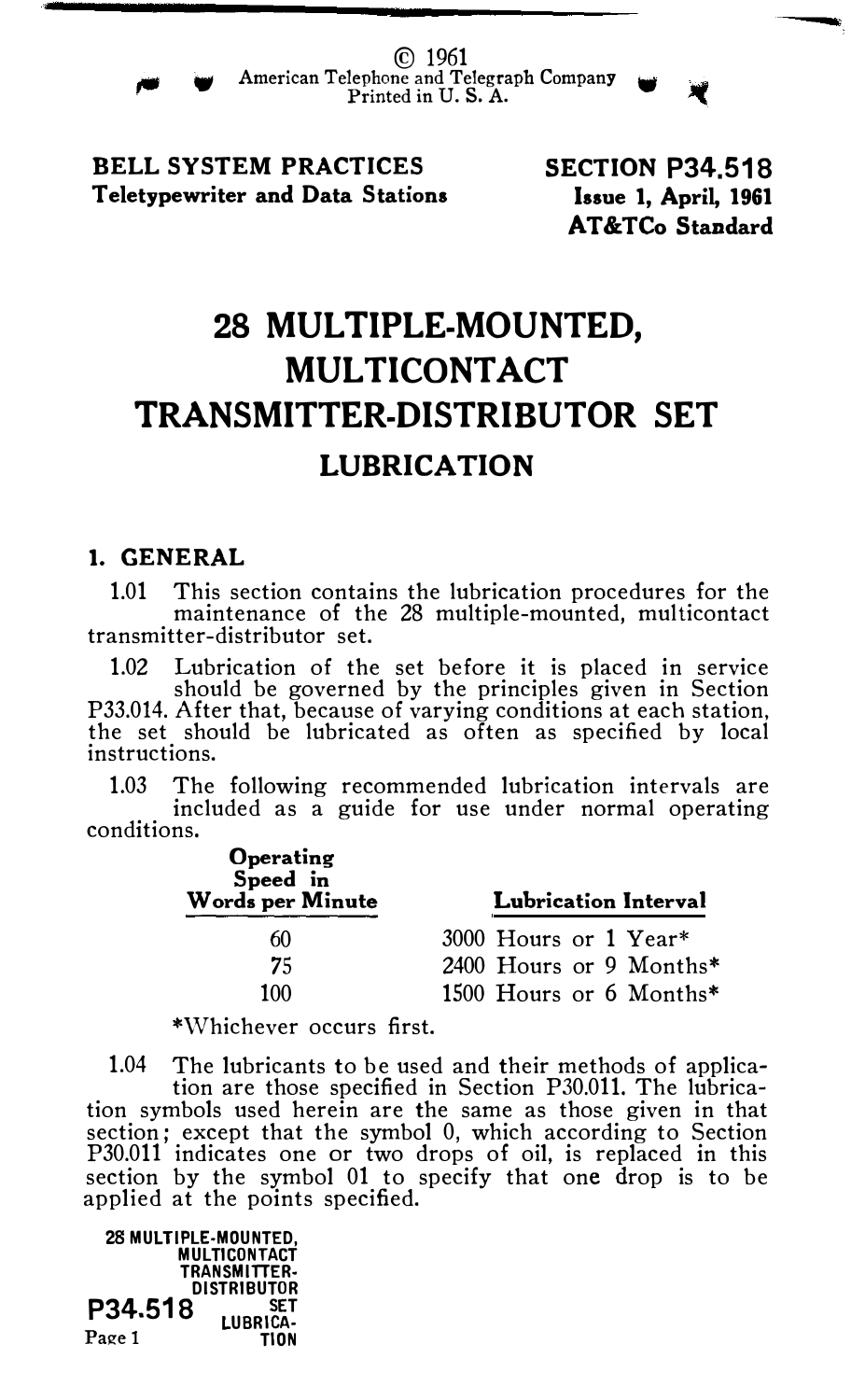© 1961
American Telephone and Telegraph Company
Printed in U. S. A.

**BELL SYSTEM PRACTICES**
**Teletypewriter and Data Stations**

**SECTION P34.518**
**Issue 1, April, 1961**
**AT&TCo Standard**

# 28 MULTIPLE-MOUNTED, MULTICONTACT TRANSMITTER-DISTRIBUTOR SET

## LUBRICATION

### 1. GENERAL

1.01 This section contains the lubrication procedures for the maintenance of the 28 multiple-mounted, multicontact transmitter-distributor set.

1.02 Lubrication of the set before it is placed in service should be governed by the principles given in Section P33.014. After that, because of varying conditions at each station, the set should be lubricated as often as specified by local instructions.

1.03 The following recommended lubrication intervals are included as a guide for use under normal operating conditions.

| Operating Speed in Words per Minute | Lubrication Interval |
|---|---|
| 60 | 3000 Hours or 1 Year* |
| 75 | 2400 Hours or 9 Months* |
| 100 | 1500 Hours or 6 Months* |

*Whichever occurs first.

1.04 The lubricants to be used and their methods of application are those specified in Section P30.011. The lubrication symbols used herein are the same as those given in that section; except that the symbol 0, which according to Section P30.011 indicates one or two drops of oil, is replaced in this section by the symbol 01 to specify that one drop is to be applied at the points specified.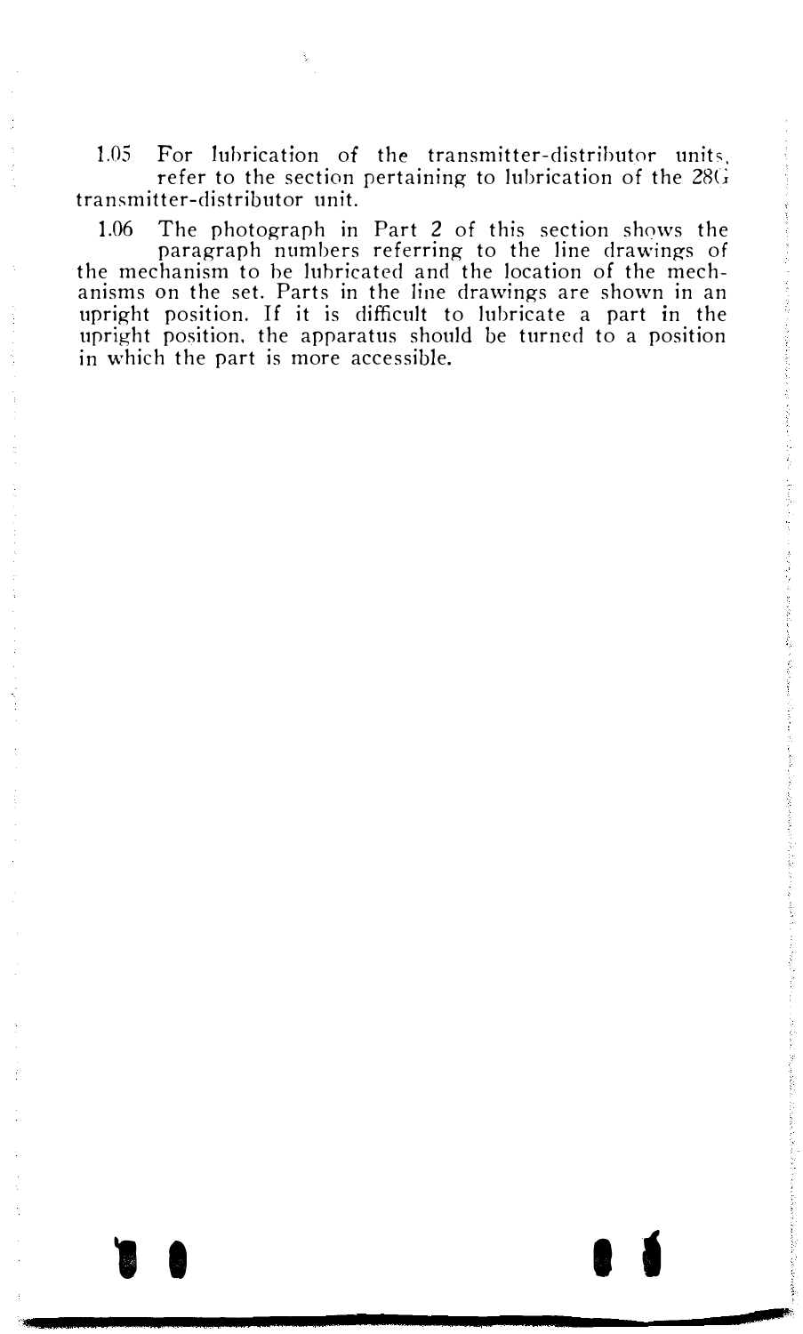1.05 For lubrication of the transmitter-distributor units, refer to the section pertaining to lubrication of the 28G transmitter-distributor unit.

1.06 The photograph in Part 2 of this section shows the paragraph numbers referring to the line drawings of the mechanism to be lubricated and the location of the mechanisms on the set. Parts in the line drawings are shown in an upright position. If it is difficult to lubricate a part in the upright position, the apparatus should be turned to a position in which the part is more accessible.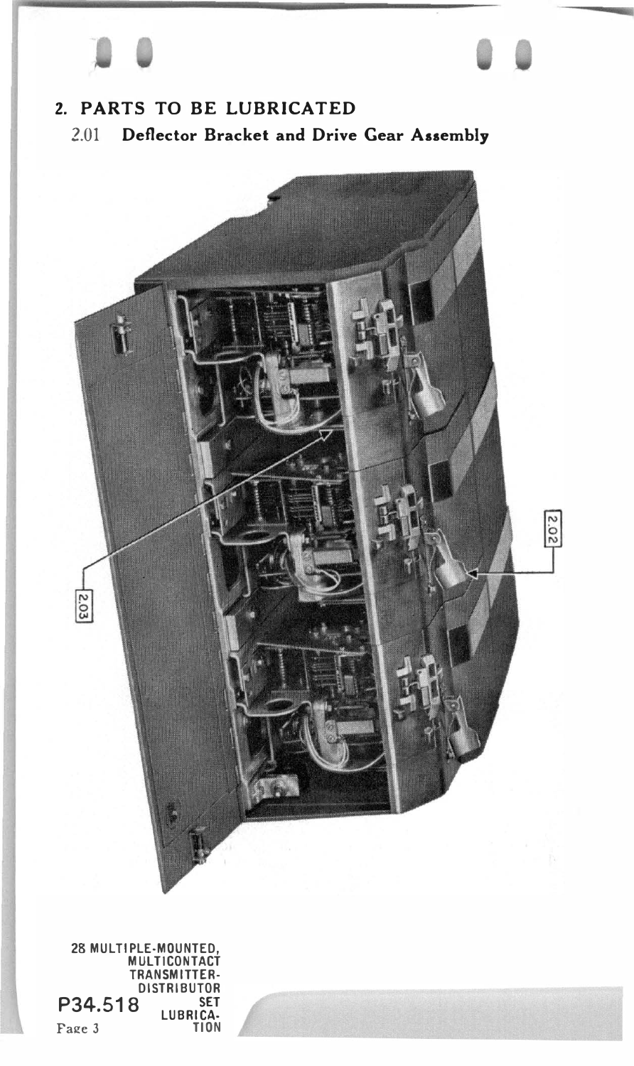## 2. PARTS TO BE LUBRICATED

### 2.01 Deflector Bracket and Drive Gear Assembly

2.02

2.03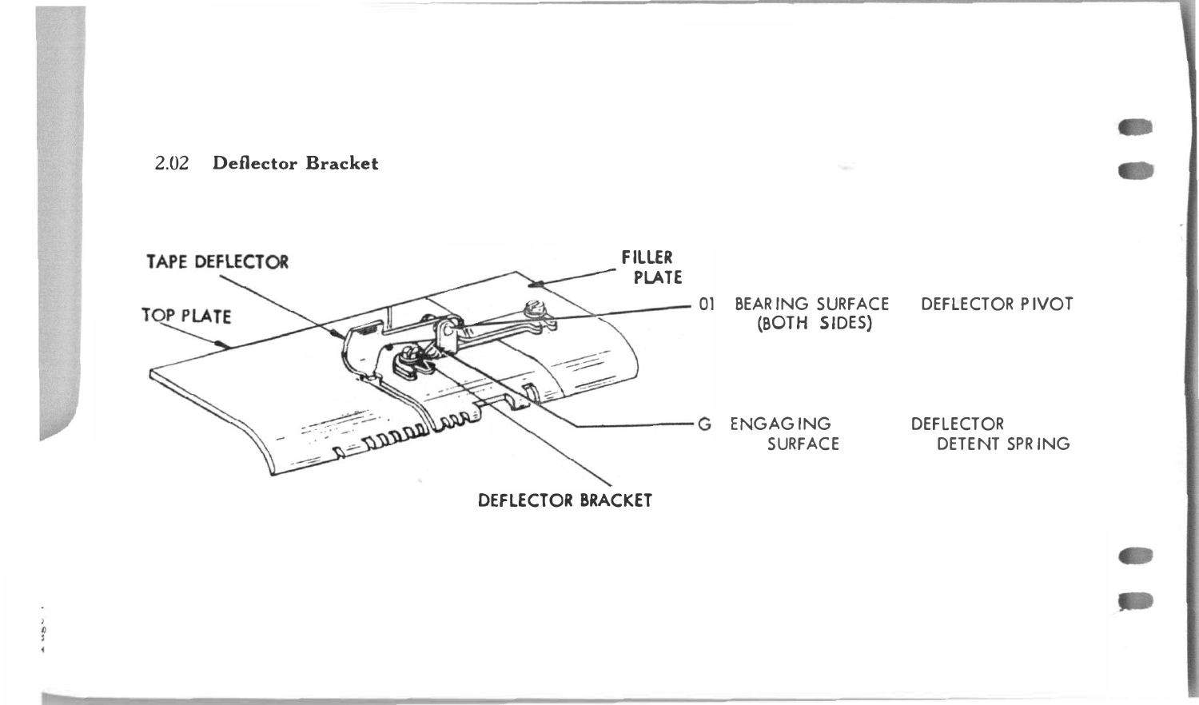2.02 **Deflector Bracket**

TAPE DEFLECTOR

TOP PLATE

FILLER PLATE

01 BEARING SURFACE (BOTH SIDES) — DEFLECTOR PIVOT

G ENGAGING SURFACE — DEFLECTOR DETENT SPRING

DEFLECTOR BRACKET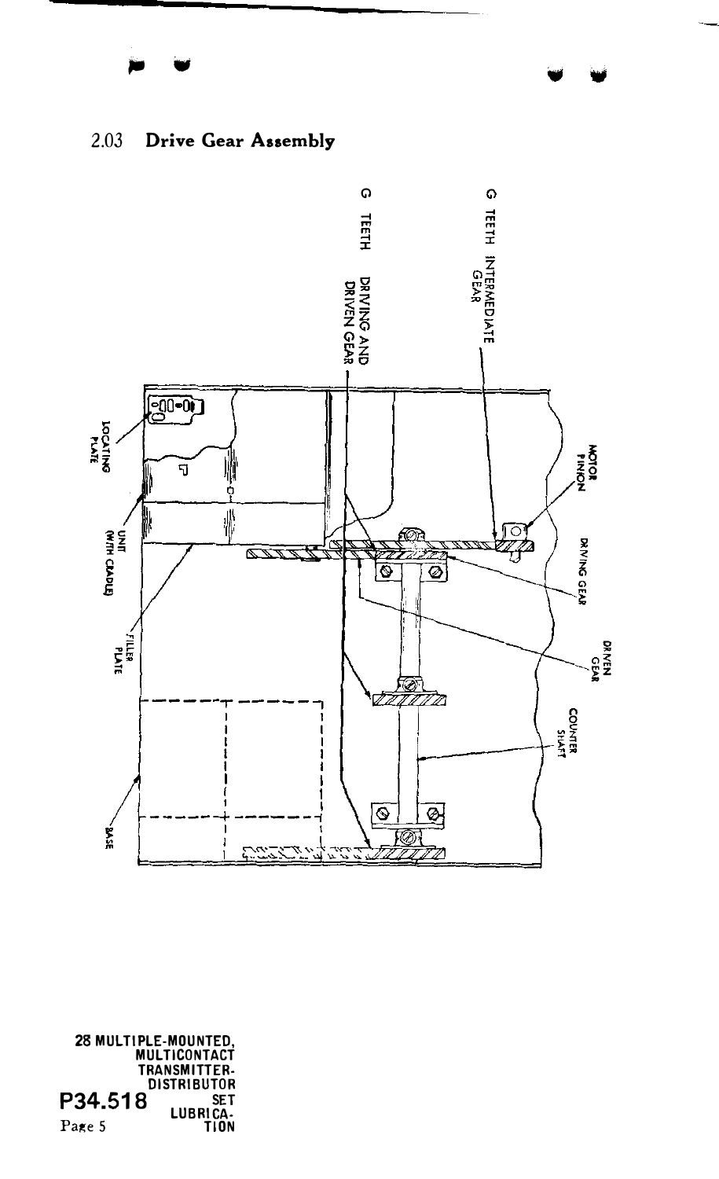## 2.03 Drive Gear Assembly

G TEETH INTERMEDIATE GEAR

G TEETH DRIVING AND DRIVEN GEAR

MOTOR PINION

DRIVING GEAR

DRIVEN GEAR

COUNTER SHAFT

LOCATING PLATE

UNIT (WITH CRADLE)

FILLER PLATE

BASE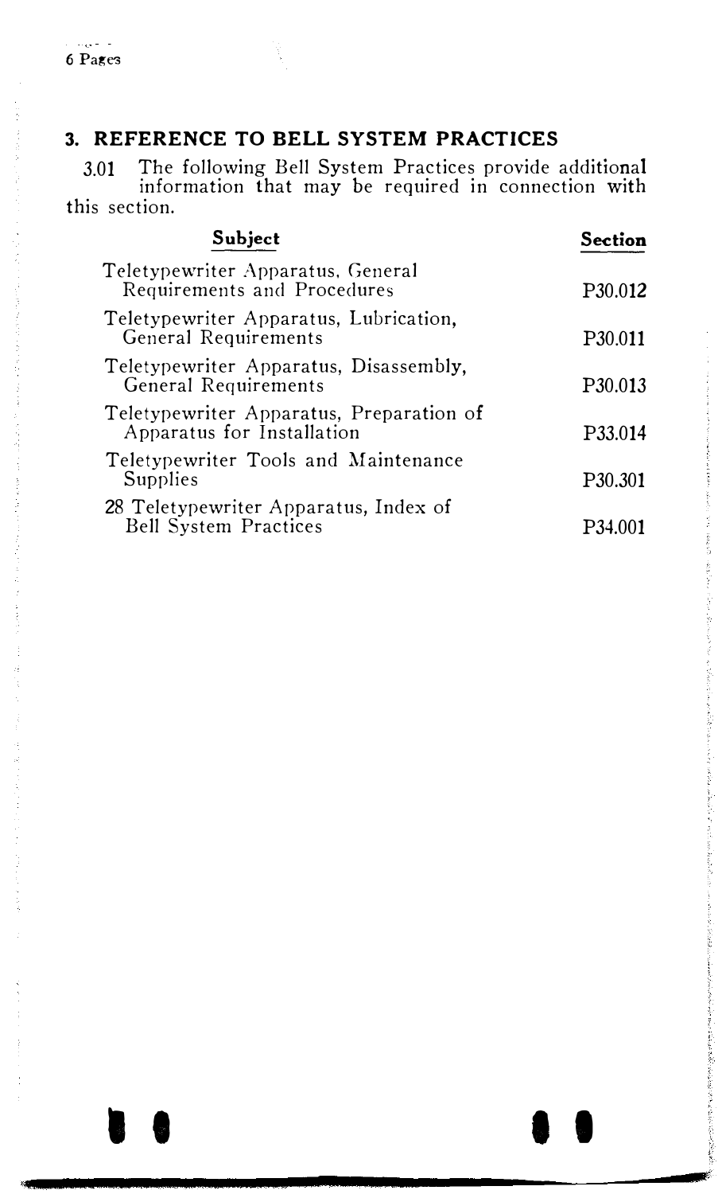## 3. REFERENCE TO BELL SYSTEM PRACTICES

3.01 The following Bell System Practices provide additional information that may be required in connection with this section.

| Subject | Section |
| --- | --- |
| Teletypewriter Apparatus, General Requirements and Procedures | P30.012 |
| Teletypewriter Apparatus, Lubrication, General Requirements | P30.011 |
| Teletypewriter Apparatus, Disassembly, General Requirements | P30.013 |
| Teletypewriter Apparatus, Preparation of Apparatus for Installation | P33.014 |
| Teletypewriter Tools and Maintenance Supplies | P30.301 |
| 28 Teletypewriter Apparatus, Index of Bell System Practices | P34.001 |